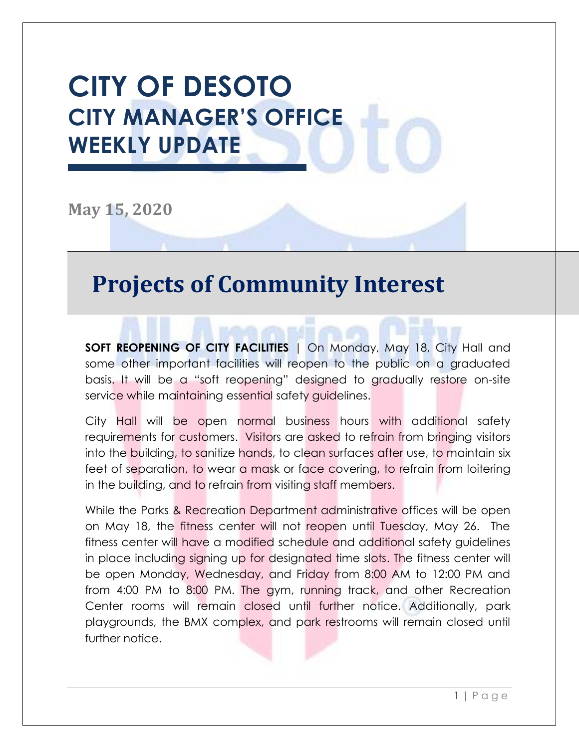# CITY OF DESOTO
## CITY MANAGER'S OFFICE
## WEEKLY UPDATE

**May 15, 2020**

## Projects of Community Interest

**SOFT REOPENING OF CITY FACILITIES** | On Monday, May 18, City Hall and some other important facilities will reopen to the public on a graduated basis. It will be a "soft reopening" designed to gradually restore on-site service while maintaining essential safety guidelines.

City Hall will be open normal business hours with additional safety requirements for customers. Visitors are asked to refrain from bringing visitors into the building, to sanitize hands, to clean surfaces after use, to maintain six feet of separation, to wear a mask or face covering, to refrain from loitering in the building, and to refrain from visiting staff members.

While the Parks & Recreation Department administrative offices will be open on May 18, the fitness center will not reopen until Tuesday, May 26. The fitness center will have a modified schedule and additional safety guidelines in place including signing up for designated time slots. The fitness center will be open Monday, Wednesday, and Friday from 8:00 AM to 12:00 PM and from 4:00 PM to 8:00 PM. The gym, running track, and other Recreation Center rooms will remain closed until further notice. Additionally, park playgrounds, the BMX complex, and park restrooms will remain closed until further notice.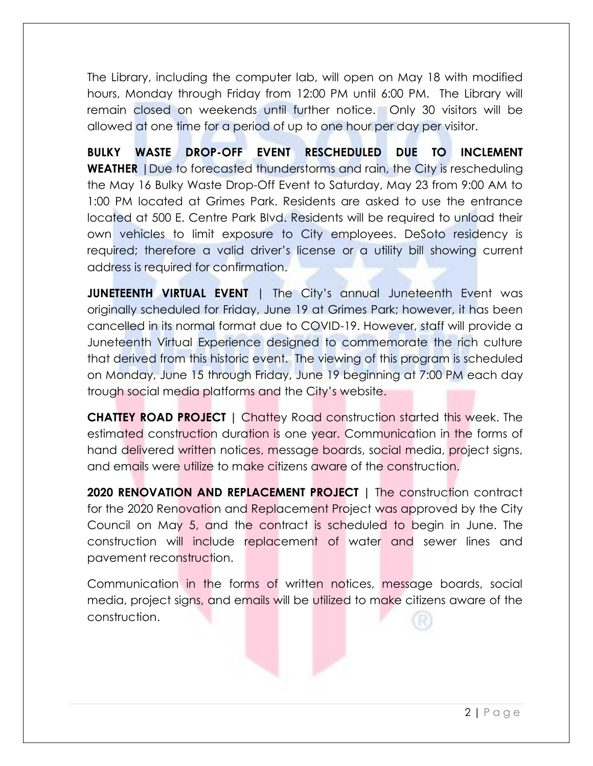The Library, including the computer lab, will open on May 18 with modified hours, Monday through Friday from 12:00 PM until 6:00 PM. The Library will remain closed on weekends until further notice. Only 30 visitors will be allowed at one time for a period of up to one hour per day per visitor.

**BULKY WASTE DROP-OFF EVENT RESCHEDULED DUE TO INCLEMENT WEATHER** | Due to forecasted thunderstorms and rain, the City is rescheduling the May 16 Bulky Waste Drop-Off Event to Saturday, May 23 from 9:00 AM to 1:00 PM located at Grimes Park. Residents are asked to use the entrance located at 500 E. Centre Park Blvd. Residents will be required to unload their own vehicles to limit exposure to City employees. DeSoto residency is required; therefore a valid driver's license or a utility bill showing current address is required for confirmation.

**JUNETEENTH VIRTUAL EVENT** | The City's annual Juneteenth Event was originally scheduled for Friday, June 19 at Grimes Park; however, it has been cancelled in its normal format due to COVID-19. However, staff will provide a Juneteenth Virtual Experience designed to commemorate the rich culture that derived from this historic event. The viewing of this program is scheduled on Monday, June 15 through Friday, June 19 beginning at 7:00 PM each day trough social media platforms and the City's website.

**CHATTEY ROAD PROJECT** | Chattey Road construction started this week. The estimated construction duration is one year. Communication in the forms of hand delivered written notices, message boards, social media, project signs, and emails were utilize to make citizens aware of the construction.

**2020 RENOVATION AND REPLACEMENT PROJECT** | The construction contract for the 2020 Renovation and Replacement Project was approved by the City Council on May 5, and the contract is scheduled to begin in June. The construction will include replacement of water and sewer lines and pavement reconstruction.

Communication in the forms of written notices, message boards, social media, project signs, and emails will be utilized to make citizens aware of the construction.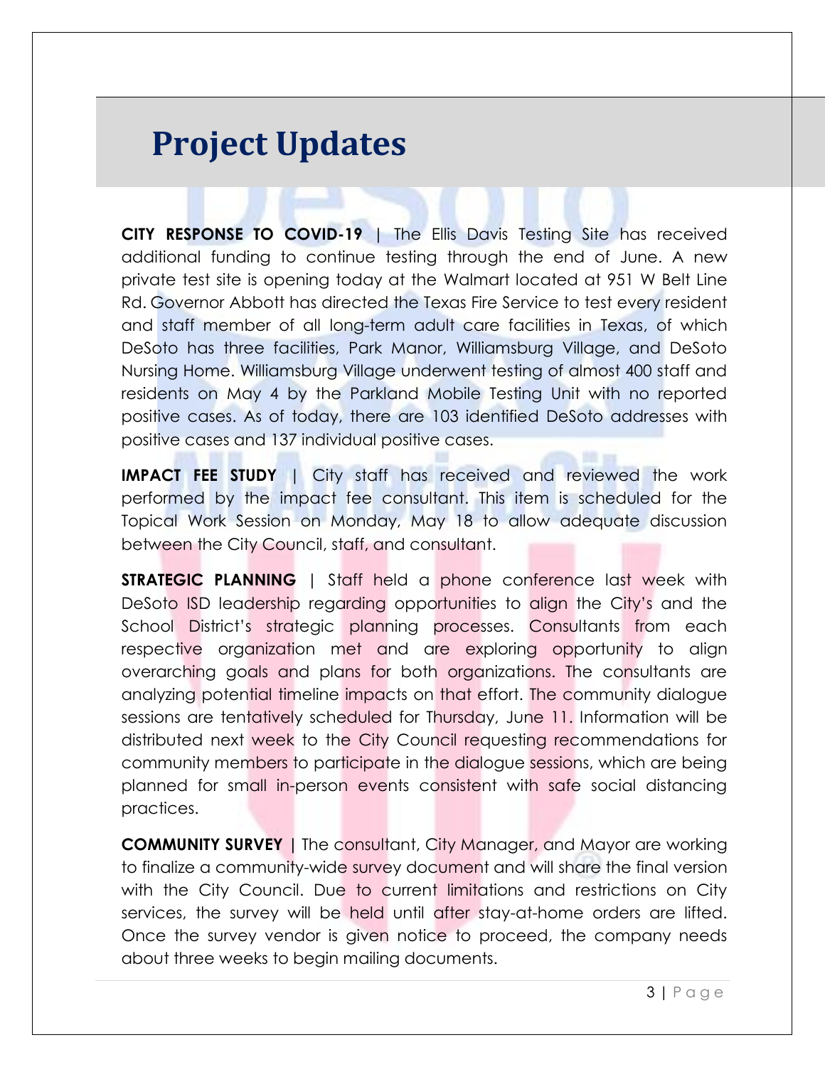# Project Updates

**CITY RESPONSE TO COVID-19** | The Ellis Davis Testing Site has received additional funding to continue testing through the end of June. A new private test site is opening today at the Walmart located at 951 W Belt Line Rd. Governor Abbott has directed the Texas Fire Service to test every resident and staff member of all long-term adult care facilities in Texas, of which DeSoto has three facilities, Park Manor, Williamsburg Village, and DeSoto Nursing Home. Williamsburg Village underwent testing of almost 400 staff and residents on May 4 by the Parkland Mobile Testing Unit with no reported positive cases. As of today, there are 103 identified DeSoto addresses with positive cases and 137 individual positive cases.

**IMPACT FEE STUDY** | City staff has received and reviewed the work performed by the impact fee consultant. This item is scheduled for the Topical Work Session on Monday, May 18 to allow adequate discussion between the City Council, staff, and consultant.

**STRATEGIC PLANNING** | Staff held a phone conference last week with DeSoto ISD leadership regarding opportunities to align the City's and the School District's strategic planning processes. Consultants from each respective organization met and are exploring opportunity to align overarching goals and plans for both organizations. The consultants are analyzing potential timeline impacts on that effort. The community dialogue sessions are tentatively scheduled for Thursday, June 11. Information will be distributed next week to the City Council requesting recommendations for community members to participate in the dialogue sessions, which are being planned for small in-person events consistent with safe social distancing practices.

**COMMUNITY SURVEY** | The consultant, City Manager, and Mayor are working to finalize a community-wide survey document and will share the final version with the City Council. Due to current limitations and restrictions on City services, the survey will be held until after stay-at-home orders are lifted. Once the survey vendor is given notice to proceed, the company needs about three weeks to begin mailing documents.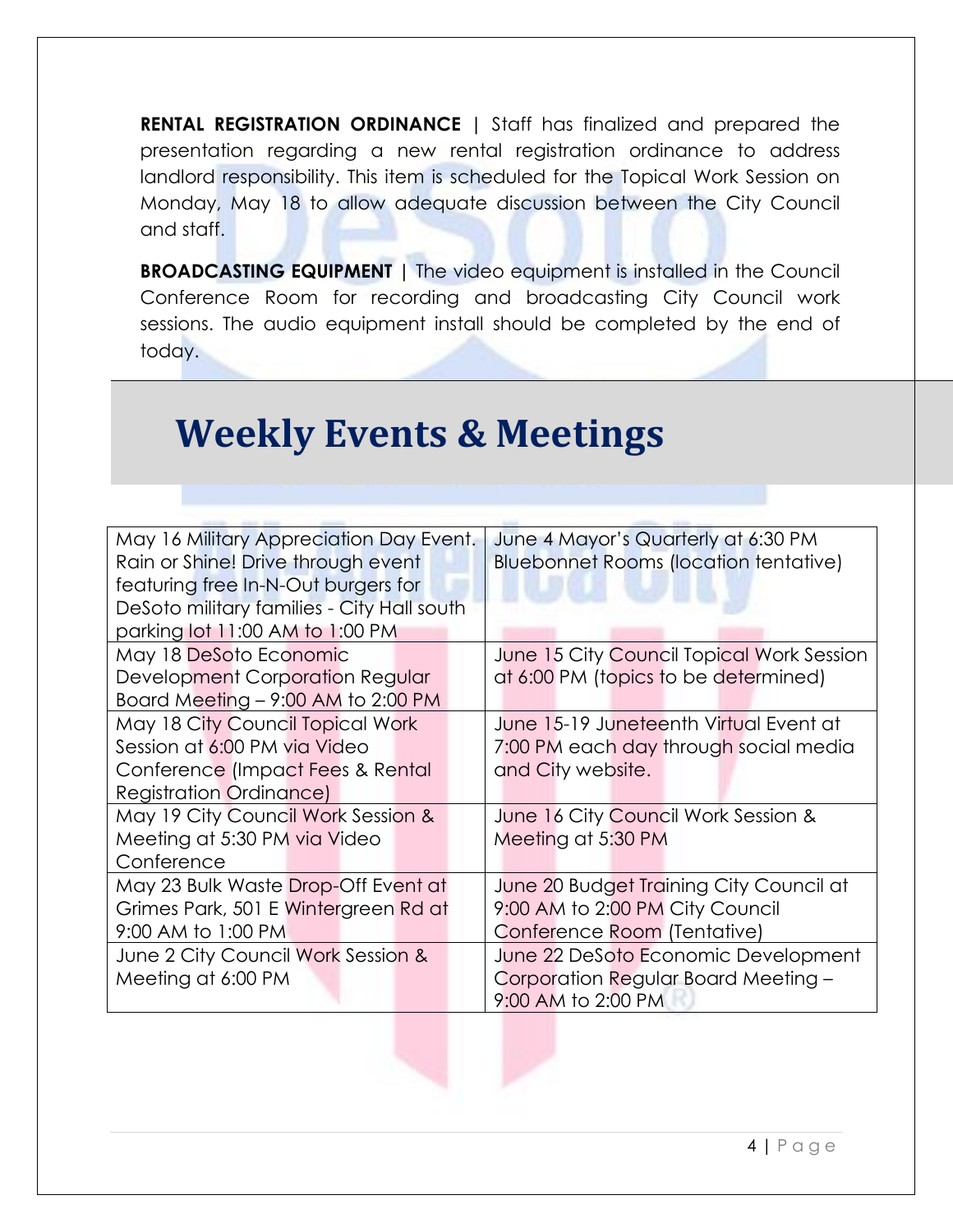**RENTAL REGISTRATION ORDINANCE |** Staff has finalized and prepared the presentation regarding a new rental registration ordinance to address landlord responsibility. This item is scheduled for the Topical Work Session on Monday, May 18 to allow adequate discussion between the City Council and staff.

**BROADCASTING EQUIPMENT |** The video equipment is installed in the Council Conference Room for recording and broadcasting City Council work sessions. The audio equipment install should be completed by the end of today.

# Weekly Events & Meetings

| | |
|---|---|
| May 16 Military Appreciation Day Event. Rain or Shine! Drive through event featuring free In-N-Out burgers for DeSoto military families - City Hall south parking lot 11:00 AM to 1:00 PM | June 4 Mayor's Quarterly at 6:30 PM Bluebonnet Rooms (location tentative) |
| May 18 DeSoto Economic Development Corporation Regular Board Meeting – 9:00 AM to 2:00 PM | June 15 City Council Topical Work Session at 6:00 PM (topics to be determined) |
| May 18 City Council Topical Work Session at 6:00 PM via Video Conference (Impact Fees & Rental Registration Ordinance) | June 15-19 Juneteenth Virtual Event at 7:00 PM each day through social media and City website. |
| May 19 City Council Work Session & Meeting at 5:30 PM via Video Conference | June 16 City Council Work Session & Meeting at 5:30 PM |
| May 23 Bulk Waste Drop-Off Event at Grimes Park, 501 E Wintergreen Rd at 9:00 AM to 1:00 PM | June 20 Budget Training City Council at 9:00 AM to 2:00 PM City Council Conference Room (Tentative) |
| June 2 City Council Work Session & Meeting at 6:00 PM | June 22 DeSoto Economic Development Corporation Regular Board Meeting – 9:00 AM to 2:00 PM |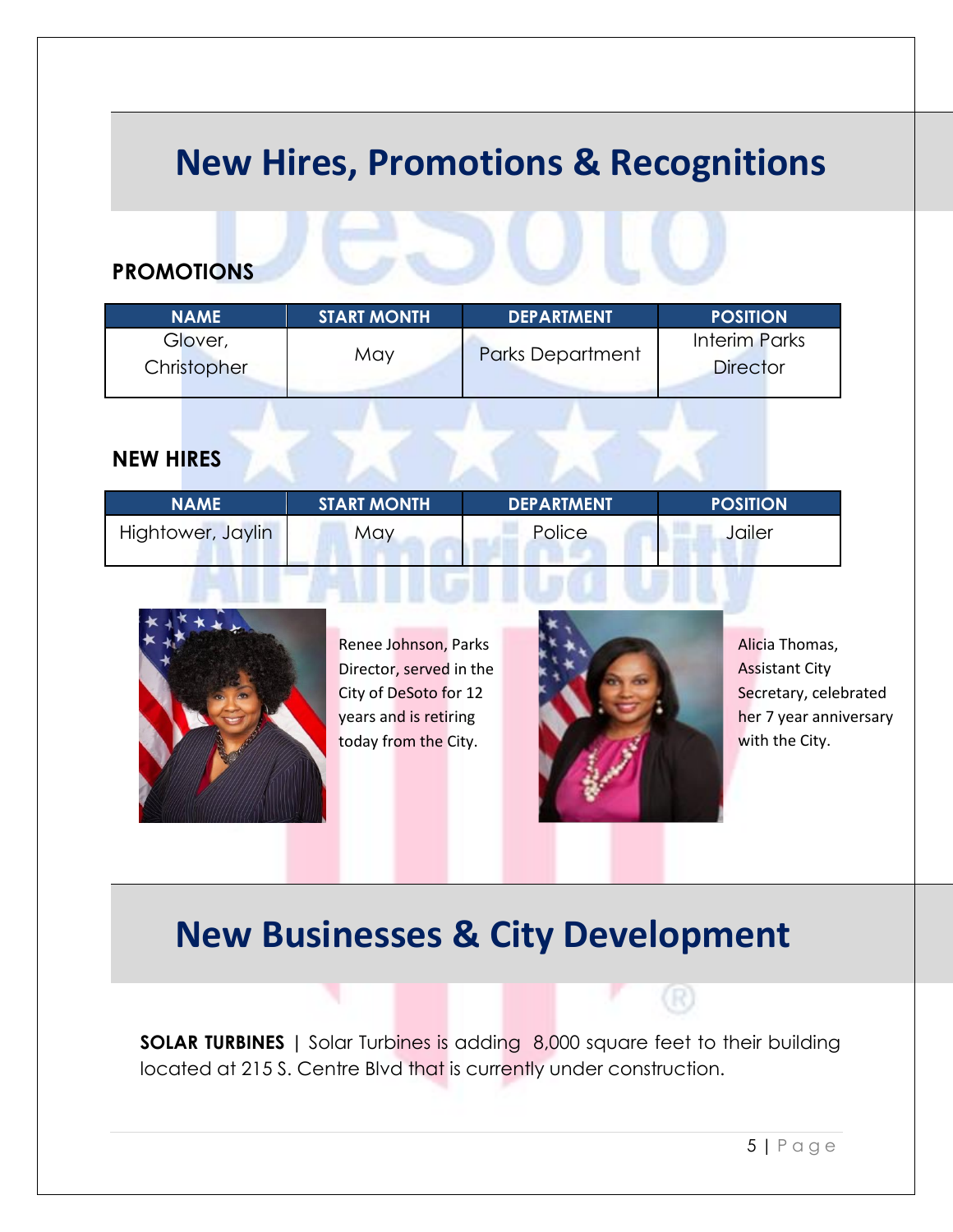# New Hires, Promotions & Recognitions

## PROMOTIONS

| NAME | START MONTH | DEPARTMENT | POSITION |
|---|---|---|---|
| Glover, Christopher | May | Parks Department | Interim Parks Director |

## NEW HIRES

| NAME | START MONTH | DEPARTMENT | POSITION |
|---|---|---|---|
| Hightower, Jaylin | May | Police | Jailer |

Renee Johnson, Parks Director, served in the City of DeSoto for 12 years and is retiring today from the City.

Alicia Thomas, Assistant City Secretary, celebrated her 7 year anniversary with the City.

# New Businesses & City Development

**SOLAR TURBINES** | Solar Turbines is adding 8,000 square feet to their building located at 215 S. Centre Blvd that is currently under construction.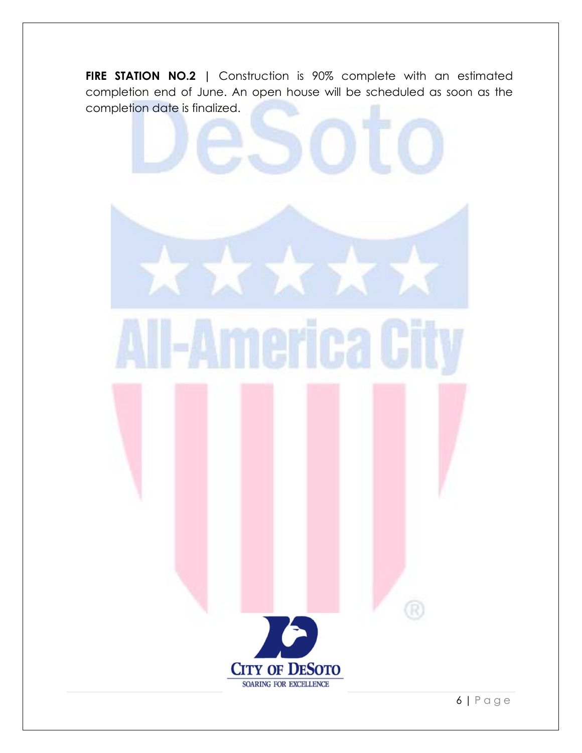**FIRE STATION NO.2 |** Construction is 90% complete with an estimated completion end of June. An open house will be scheduled as soon as the completion date is finalized.